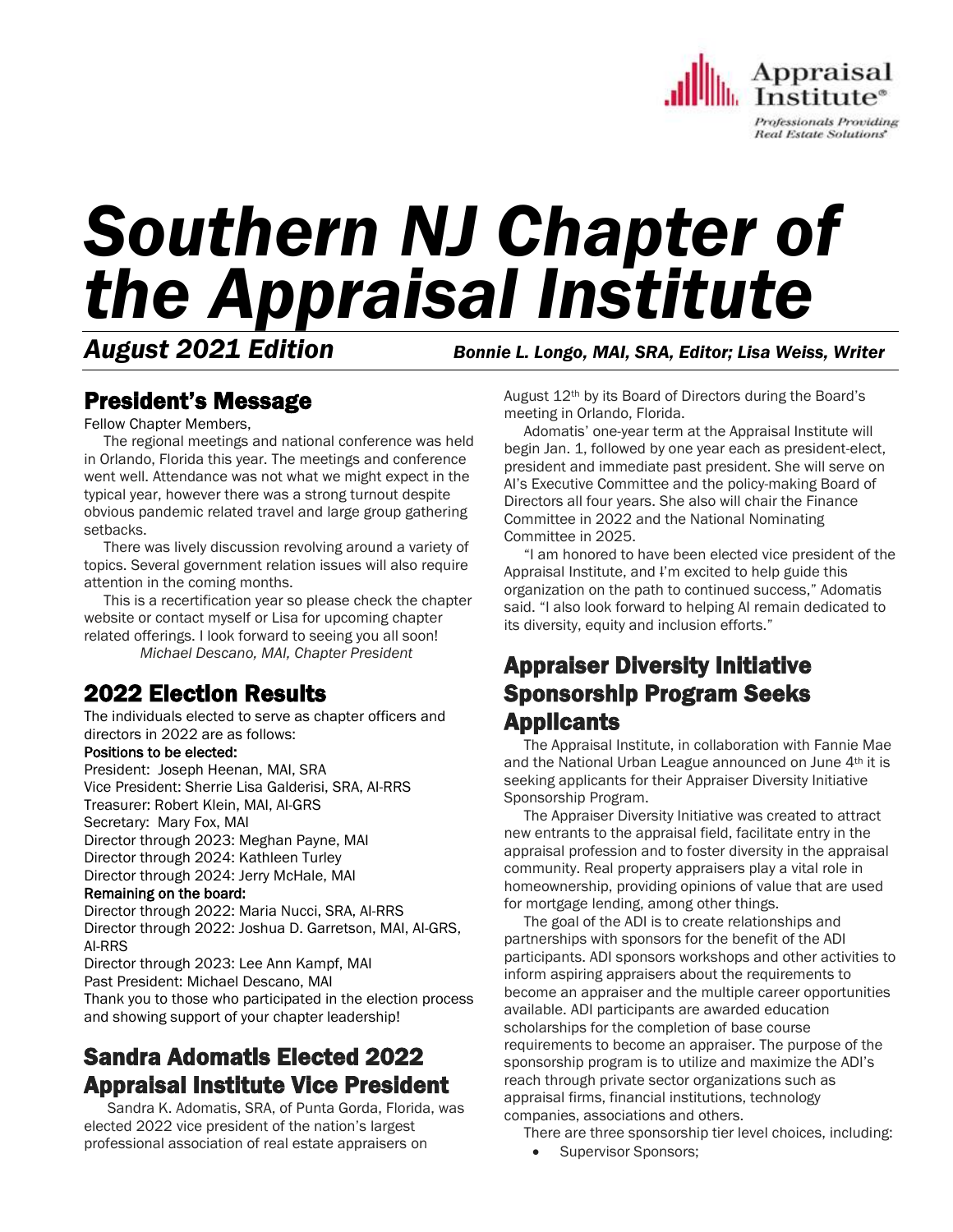Appraisal Institute®

*Professionals Providing Real Estate Solutions®*

# *Southern NJ Chapter of the Appraisal Institute*

***August 2021 Edition*** ***Bonnie L. Longo, MAI, SRA, Editor; Lisa Weiss, Writer***

## President's Message

Fellow Chapter Members,

The regional meetings and national conference was held in Orlando, Florida this year. The meetings and conference went well. Attendance was not what we might expect in the typical year, however there was a strong turnout despite obvious pandemic related travel and large group gathering setbacks.

There was lively discussion revolving around a variety of topics. Several government relation issues will also require attention in the coming months.

This is a recertification year so please check the chapter website or contact myself or Lisa for upcoming chapter related offerings. I look forward to seeing you all soon!

*Michael Descano, MAI, Chapter President*

## 2022 Election Results

The individuals elected to serve as chapter officers and directors in 2022 are as follows:

**Positions to be elected:**

President: Joseph Heenan, MAI, SRA
Vice President: Sherrie Lisa Galderisi, SRA, AI-RRS
Treasurer: Robert Klein, MAI, AI-GRS
Secretary: Mary Fox, MAI
Director through 2023: Meghan Payne, MAI
Director through 2024: Kathleen Turley
Director through 2024: Jerry McHale, MAI

**Remaining on the board:**

Director through 2022: Maria Nucci, SRA, AI-RRS
Director through 2022: Joshua D. Garretson, MAI, AI-GRS, AI-RRS
Director through 2023: Lee Ann Kampf, MAI
Past President: Michael Descano, MAI

Thank you to those who participated in the election process and showing support of your chapter leadership!

## Sandra Adomatis Elected 2022 Appraisal Institute Vice President

Sandra K. Adomatis, SRA, of Punta Gorda, Florida, was elected 2022 vice president of the nation's largest professional association of real estate appraisers on August 12th by its Board of Directors during the Board's meeting in Orlando, Florida.

Adomatis' one-year term at the Appraisal Institute will begin Jan. 1, followed by one year each as president-elect, president and immediate past president. She will serve on AI's Executive Committee and the policy-making Board of Directors all four years. She also will chair the Finance Committee in 2022 and the National Nominating Committee in 2025.

"I am honored to have been elected vice president of the Appraisal Institute, and I'm excited to help guide this organization on the path to continued success," Adomatis said. "I also look forward to helping AI remain dedicated to its diversity, equity and inclusion efforts."

## Appraiser Diversity Initiative Sponsorship Program Seeks Applicants

The Appraisal Institute, in collaboration with Fannie Mae and the National Urban League announced on June 4th it is seeking applicants for their Appraiser Diversity Initiative Sponsorship Program.

The Appraiser Diversity Initiative was created to attract new entrants to the appraisal field, facilitate entry in the appraisal profession and to foster diversity in the appraisal community. Real property appraisers play a vital role in homeownership, providing opinions of value that are used for mortgage lending, among other things.

The goal of the ADI is to create relationships and partnerships with sponsors for the benefit of the ADI participants. ADI sponsors workshops and other activities to inform aspiring appraisers about the requirements to become an appraiser and the multiple career opportunities available. ADI participants are awarded education scholarships for the completion of base course requirements to become an appraiser. The purpose of the sponsorship program is to utilize and maximize the ADI's reach through private sector organizations such as appraisal firms, financial institutions, technology companies, associations and others.

There are three sponsorship tier level choices, including:

- Supervisor Sponsors;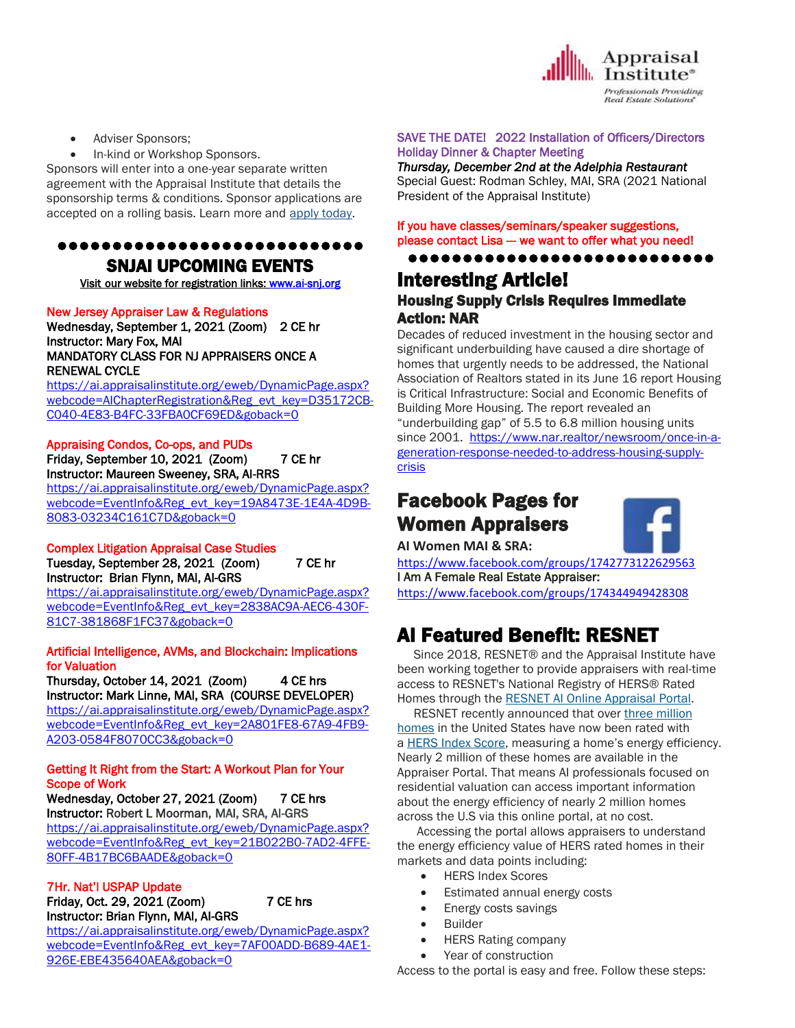- Adviser Sponsors;
- In-kind or Workshop Sponsors.

Sponsors will enter into a one-year separate written agreement with the Appraisal Institute that details the sponsorship terms & conditions. Sponsor applications are accepted on a rolling basis. Learn more and apply today.

●●●●●●●●●●●●●●●●●●●●●●●●●●●●●

## SNJAI UPCOMING EVENTS

Visit our website for registration links: www.ai-snj.org

**New Jersey Appraiser Law & Regulations**
Wednesday, September 1, 2021 (Zoom) 2 CE hr
Instructor: Mary Fox, MAI
MANDATORY CLASS FOR NJ APPRAISERS ONCE A RENEWAL CYCLE
https://ai.appraisalinstitute.org/eweb/DynamicPage.aspx?webcode=AIChapterRegistration&Reg_evt_key=D35172CB-C040-4E83-B4FC-33FBA0CF69ED&goback=0

**Appraising Condos, Co-ops, and PUDs**
Friday, September 10, 2021 (Zoom) 7 CE hr
Instructor: Maureen Sweeney, SRA, AI-RRS
https://ai.appraisalinstitute.org/eweb/DynamicPage.aspx?webcode=EventInfo&Reg_evt_key=19A8473E-1E4A-4D9B-8083-03234C161C7D&goback=0

**Complex Litigation Appraisal Case Studies**
Tuesday, September 28, 2021 (Zoom) 7 CE hr
Instructor: Brian Flynn, MAI, AI-GRS
https://ai.appraisalinstitute.org/eweb/DynamicPage.aspx?webcode=EventInfo&Reg_evt_key=2838AC9A-AEC6-430F-81C7-381868F1FC37&goback=0

**Artificial Intelligence, AVMs, and Blockchain: Implications for Valuation**
Thursday, October 14, 2021 (Zoom) 4 CE hrs
Instructor: Mark Linne, MAI, SRA (COURSE DEVELOPER)
https://ai.appraisalinstitute.org/eweb/DynamicPage.aspx?webcode=EventInfo&Reg_evt_key=2A801FE8-67A9-4FB9-A203-0584F8070CC3&goback=0

**Getting It Right from the Start: A Workout Plan for Your Scope of Work**
Wednesday, October 27, 2021 (Zoom) 7 CE hrs
Instructor: Robert L Moorman, MAI, SRA, AI-GRS
https://ai.appraisalinstitute.org/eweb/DynamicPage.aspx?webcode=EventInfo&Reg_evt_key=21B022B0-7AD2-4FFE-80FF-4B17BC6BAADE&goback=0

**7Hr. Nat'l USPAP Update**
Friday, Oct. 29, 2021 (Zoom) 7 CE hrs
Instructor: Brian Flynn, MAI, AI-GRS
https://ai.appraisalinstitute.org/eweb/DynamicPage.aspx?webcode=EventInfo&Reg_evt_key=7AF00ADD-B689-4AE1-926E-EBE435640AEA&goback=0

**SAVE THE DATE! 2022 Installation of Officers/Directors Holiday Dinner & Chapter Meeting**
*Thursday, December 2nd at the Adelphia Restaurant*
Special Guest: Rodman Schley, MAI, SRA (2021 National President of the Appraisal Institute)

**If you have classes/seminars/speaker suggestions, please contact Lisa — we want to offer what you need!**

●●●●●●●●●●●●●●●●●●●●●●●●●●●●●

## Interesting Article!

### Housing Supply Crisis Requires Immediate Action: NAR

Decades of reduced investment in the housing sector and significant underbuilding have caused a dire shortage of homes that urgently needs to be addressed, the National Association of Realtors stated in its June 16 report Housing is Critical Infrastructure: Social and Economic Benefits of Building More Housing. The report revealed an "underbuilding gap" of 5.5 to 6.8 million housing units since 2001. https://www.nar.realtor/newsroom/once-in-a-generation-response-needed-to-address-housing-supply-crisis

## Facebook Pages for Women Appraisers

**AI Women MAI & SRA:**
https://www.facebook.com/groups/1742773122629563
**I Am A Female Real Estate Appraiser:**
https://www.facebook.com/groups/174344949428308

## AI Featured Benefit: RESNET

Since 2018, RESNET® and the Appraisal Institute have been working together to provide appraisers with real-time access to RESNET's National Registry of HERS® Rated Homes through the RESNET AI Online Appraisal Portal.

RESNET recently announced that over three million homes in the United States have now been rated with a HERS Index Score, measuring a home's energy efficiency. Nearly 2 million of these homes are available in the Appraiser Portal. That means AI professionals focused on residential valuation can access important information about the energy efficiency of nearly 2 million homes across the U.S via this online portal, at no cost.

Accessing the portal allows appraisers to understand the energy efficiency value of HERS rated homes in their markets and data points including:

- HERS Index Scores
- Estimated annual energy costs
- Energy costs savings
- Builder
- HERS Rating company
- Year of construction

Access to the portal is easy and free. Follow these steps: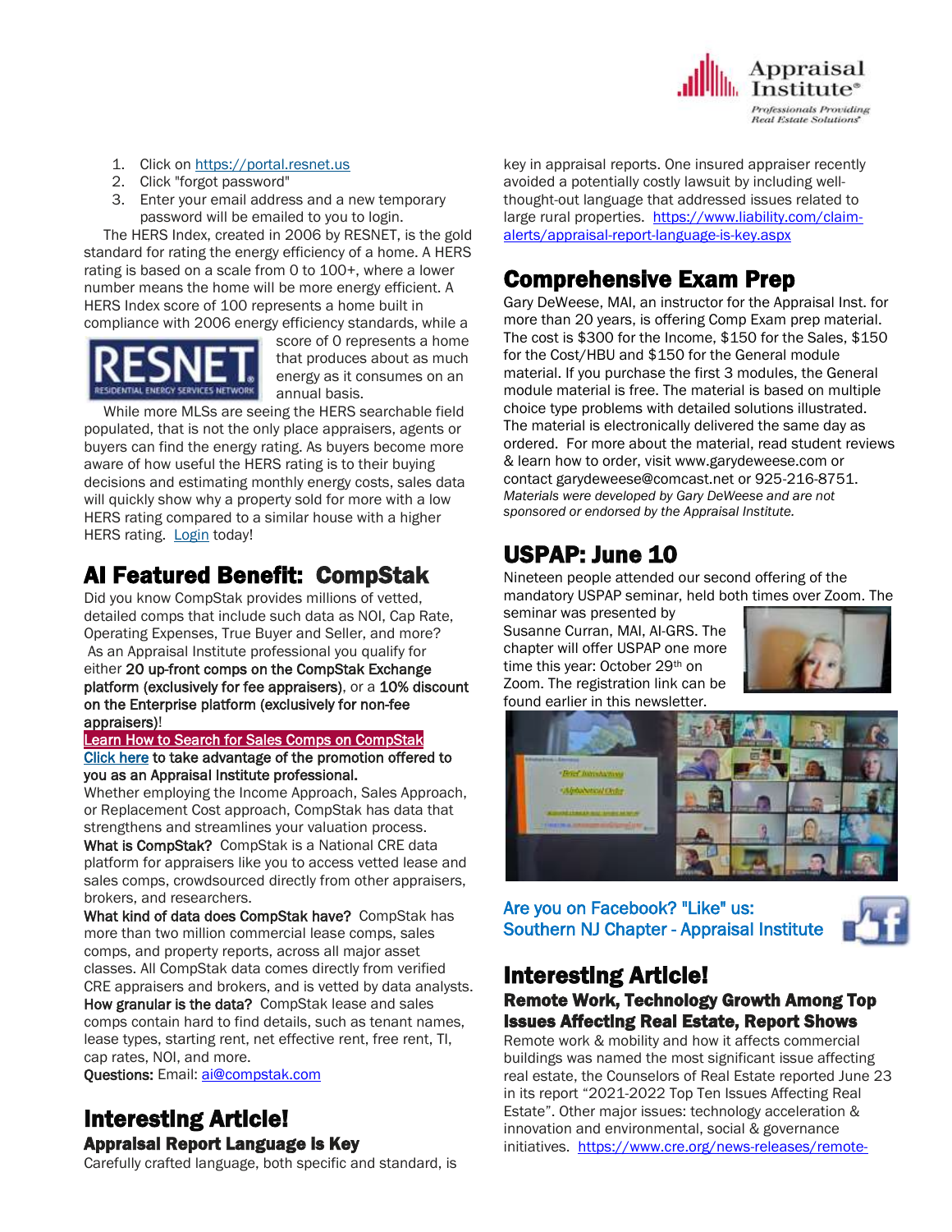1. Click on https://portal.resnet.us
2. Click "forgot password"
3. Enter your email address and a new temporary password will be emailed to you to login.

The HERS Index, created in 2006 by RESNET, is the gold standard for rating the energy efficiency of a home. A HERS rating is based on a scale from 0 to 100+, where a lower number means the home will be more energy efficient. A HERS Index score of 100 represents a home built in compliance with 2006 energy efficiency standards, while a score of 0 represents a home that produces about as much energy as it consumes on an annual basis.

While more MLSs are seeing the HERS searchable field populated, that is not the only place appraisers, agents or buyers can find the energy rating. As buyers become more aware of how useful the HERS rating is to their buying decisions and estimating monthly energy costs, sales data will quickly show why a property sold for more with a low HERS rating compared to a similar house with a higher HERS rating. Login today!

## AI Featured Benefit: CompStak

Did you know CompStak provides millions of vetted, detailed comps that include such data as NOI, Cap Rate, Operating Expenses, True Buyer and Seller, and more? As an Appraisal Institute professional you qualify for either **20 up-front comps on the CompStak Exchange platform (exclusively for fee appraisers)**, or a **10% discount on the Enterprise platform (exclusively for non-fee appraisers)**!

**Learn How to Search for Sales Comps on CompStak**

**Click here to take advantage of the promotion offered to you as an Appraisal Institute professional.**

Whether employing the Income Approach, Sales Approach, or Replacement Cost approach, CompStak has data that strengthens and streamlines your valuation process.

**What is CompStak?** CompStak is a National CRE data platform for appraisers like you to access vetted lease and sales comps, crowdsourced directly from other appraisers, brokers, and researchers.

**What kind of data does CompStak have?** CompStak has more than two million commercial lease comps, sales comps, and property reports, across all major asset classes. All CompStak data comes directly from verified CRE appraisers and brokers, and is vetted by data analysts.

**How granular is the data?** CompStak lease and sales comps contain hard to find details, such as tenant names, lease types, starting rent, net effective rent, free rent, TI, cap rates, NOI, and more.

**Questions:** Email: ai@compstak.com

## Interesting Article!

### Appraisal Report Language is Key

Carefully crafted language, both specific and standard, is key in appraisal reports. One insured appraiser recently avoided a potentially costly lawsuit by including well-thought-out language that addressed issues related to large rural properties. https://www.liability.com/claim-alerts/appraisal-report-language-is-key.aspx

## Comprehensive Exam Prep

Gary DeWeese, MAI, an instructor for the Appraisal Inst. for more than 20 years, is offering Comp Exam prep material. The cost is $300 for the Income, $150 for the Sales, $150 for the Cost/HBU and $150 for the General module material. If you purchase the first 3 modules, the General module material is free. The material is based on multiple choice type problems with detailed solutions illustrated. The material is electronically delivered the same day as ordered. For more about the material, read student reviews & learn how to order, visit www.garydeweese.com or contact garydeweese@comcast.net or 925-216-8751.

*Materials were developed by Gary DeWeese and are not sponsored or endorsed by the Appraisal Institute.*

## USPAP: June 10

Nineteen people attended our second offering of the mandatory USPAP seminar, held both times over Zoom. The seminar was presented by Susanne Curran, MAI, AI-GRS. The chapter will offer USPAP one more time this year: October 29th on Zoom. The registration link can be found earlier in this newsletter.

Are you on Facebook? "Like" us:
Southern NJ Chapter - Appraisal Institute

## Interesting Article!

### Remote Work, Technology Growth Among Top Issues Affecting Real Estate, Report Shows

Remote work & mobility and how it affects commercial buildings was named the most significant issue affecting real estate, the Counselors of Real Estate reported June 23 in its report "2021-2022 Top Ten Issues Affecting Real Estate". Other major issues: technology acceleration & innovation and environmental, social & governance initiatives. https://www.cre.org/news-releases/remote-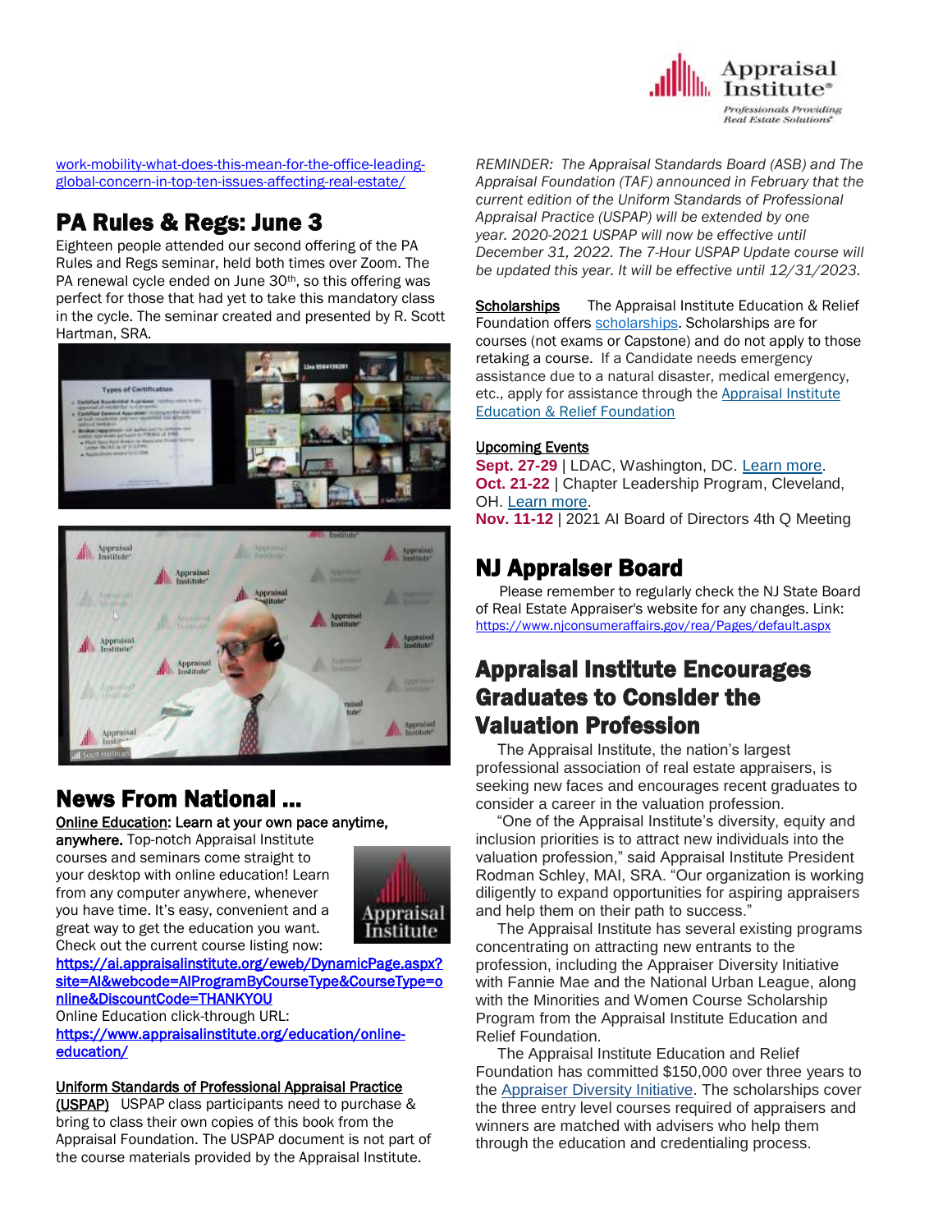work-mobility-what-does-this-mean-for-the-office-leading-global-concern-in-top-ten-issues-affecting-real-estate/

## PA Rules & Regs: June 3

Eighteen people attended our second offering of the PA Rules and Regs seminar, held both times over Zoom. The PA renewal cycle ended on June 30th, so this offering was perfect for those that had yet to take this mandatory class in the cycle. The seminar created and presented by R. Scott Hartman, SRA.

## News From National ...

**Online Education: Learn at your own pace anytime, anywhere.** Top-notch Appraisal Institute courses and seminars come straight to your desktop with online education! Learn from any computer anywhere, whenever you have time. It's easy, convenient and a great way to get the education you want. Check out the current course listing now:
https://ai.appraisalinstitute.org/eweb/DynamicPage.aspx?site=AI&webcode=AIProgramByCourseType&CourseType=online&DiscountCode=THANKYOU
Online Education click-through URL:
https://www.appraisalinstitute.org/education/online-education/

**Uniform Standards of Professional Appraisal Practice (USPAP)** USPAP class participants need to purchase & bring to class their own copies of this book from the Appraisal Foundation. The USPAP document is not part of the course materials provided by the Appraisal Institute.

*REMINDER: The Appraisal Standards Board (ASB) and The Appraisal Foundation (TAF) announced in February that the current edition of the Uniform Standards of Professional Appraisal Practice (USPAP) will be extended by one year. 2020-2021 USPAP will now be effective until December 31, 2022. The 7-Hour USPAP Update course will be updated this year. It will be effective until 12/31/2023.*

**Scholarships** The Appraisal Institute Education & Relief Foundation offers scholarships. Scholarships are for courses (not exams or Capstone) and do not apply to those retaking a course. If a Candidate needs emergency assistance due to a natural disaster, medical emergency, etc., apply for assistance through the Appraisal Institute Education & Relief Foundation

**Upcoming Events**

**Sept. 27-29** | LDAC, Washington, DC. Learn more.
**Oct. 21-22** | Chapter Leadership Program, Cleveland, OH. Learn more.
**Nov. 11-12** | 2021 AI Board of Directors 4th Q Meeting

## NJ Appraiser Board

Please remember to regularly check the NJ State Board of Real Estate Appraiser's website for any changes. Link: https://www.njconsumeraffairs.gov/rea/Pages/default.aspx

## Appraisal Institute Encourages Graduates to Consider the Valuation Profession

The Appraisal Institute, the nation's largest professional association of real estate appraisers, is seeking new faces and encourages recent graduates to consider a career in the valuation profession.

"One of the Appraisal Institute's diversity, equity and inclusion priorities is to attract new individuals into the valuation profession," said Appraisal Institute President Rodman Schley, MAI, SRA. "Our organization is working diligently to expand opportunities for aspiring appraisers and help them on their path to success."

The Appraisal Institute has several existing programs concentrating on attracting new entrants to the profession, including the Appraiser Diversity Initiative with Fannie Mae and the National Urban League, along with the Minorities and Women Course Scholarship Program from the Appraisal Institute Education and Relief Foundation.

The Appraisal Institute Education and Relief Foundation has committed $150,000 over three years to the Appraiser Diversity Initiative. The scholarships cover the three entry level courses required of appraisers and winners are matched with advisers who help them through the education and credentialing process.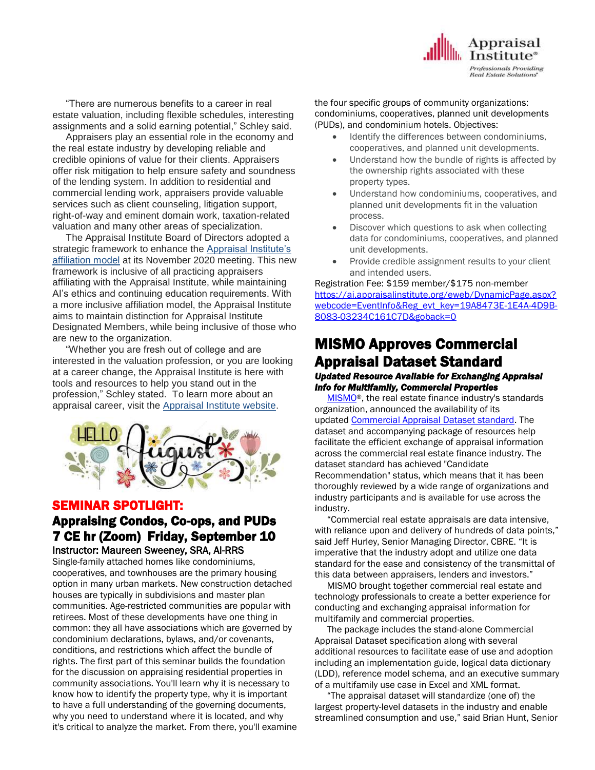"There are numerous benefits to a career in real estate valuation, including flexible schedules, interesting assignments and a solid earning potential," Schley said.

Appraisers play an essential role in the economy and the real estate industry by developing reliable and credible opinions of value for their clients. Appraisers offer risk mitigation to help ensure safety and soundness of the lending system. In addition to residential and commercial lending work, appraisers provide valuable services such as client counseling, litigation support, right-of-way and eminent domain work, taxation-related valuation and many other areas of specialization.

The Appraisal Institute Board of Directors adopted a strategic framework to enhance the Appraisal Institute's affiliation model at its November 2020 meeting. This new framework is inclusive of all practicing appraisers affiliating with the Appraisal Institute, while maintaining AI's ethics and continuing education requirements. With a more inclusive affiliation model, the Appraisal Institute aims to maintain distinction for Appraisal Institute Designated Members, while being inclusive of those who are new to the organization.

"Whether you are fresh out of college and are interested in the valuation profession, or you are looking at a career change, the Appraisal Institute is here with tools and resources to help you stand out in the profession," Schley stated. To learn more about an appraisal career, visit the Appraisal Institute website.

## SEMINAR SPOTLIGHT:

### Appraising Condos, Co-ops, and PUDs 7 CE hr (Zoom) Friday, September 10

Instructor: Maureen Sweeney, SRA, AI-RRS

Single-family attached homes like condominiums, cooperatives, and townhouses are the primary housing option in many urban markets. New construction detached houses are typically in subdivisions and master plan communities. Age-restricted communities are popular with retirees. Most of these developments have one thing in common: they all have associations which are governed by condominium declarations, bylaws, and/or covenants, conditions, and restrictions which affect the bundle of rights. The first part of this seminar builds the foundation for the discussion on appraising residential properties in community associations. You'll learn why it is necessary to know how to identify the property type, why it is important to have a full understanding of the governing documents, why you need to understand where it is located, and why it's critical to analyze the market. From there, you'll examine the four specific groups of community organizations: condominiums, cooperatives, planned unit developments (PUDs), and condominium hotels. Objectives:

- Identify the differences between condominiums, cooperatives, and planned unit developments.
- Understand how the bundle of rights is affected by the ownership rights associated with these property types.
- Understand how condominiums, cooperatives, and planned unit developments fit in the valuation process.
- Discover which questions to ask when collecting data for condominiums, cooperatives, and planned unit developments.
- Provide credible assignment results to your client and intended users.

Registration Fee: $159 member/$175 non-member
https://ai.appraisalinstitute.org/eweb/DynamicPage.aspx?webcode=EventInfo&Reg_evt_key=19A8473E-1E4A-4D9B-8083-03234C161C7D&goback=0

## MISMO Approves Commercial Appraisal Dataset Standard

***Updated Resource Available for Exchanging Appraisal Info for Multifamily, Commercial Properties***

MISMO®, the real estate finance industry's standards organization, announced the availability of its updated Commercial Appraisal Dataset standard. The dataset and accompanying package of resources help facilitate the efficient exchange of appraisal information across the commercial real estate finance industry. The dataset standard has achieved "Candidate Recommendation" status, which means that it has been thoroughly reviewed by a wide range of organizations and industry participants and is available for use across the industry.

"Commercial real estate appraisals are data intensive, with reliance upon and delivery of hundreds of data points," said Jeff Hurley, Senior Managing Director, CBRE. "It is imperative that the industry adopt and utilize one data standard for the ease and consistency of the transmittal of this data between appraisers, lenders and investors."

MISMO brought together commercial real estate and technology professionals to create a better experience for conducting and exchanging appraisal information for multifamily and commercial properties.

The package includes the stand-alone Commercial Appraisal Dataset specification along with several additional resources to facilitate ease of use and adoption including an implementation guide, logical data dictionary (LDD), reference model schema, and an executive summary of a multifamily use case in Excel and XML format.

"The appraisal dataset will standardize (one of) the largest property-level datasets in the industry and enable streamlined consumption and use," said Brian Hunt, Senior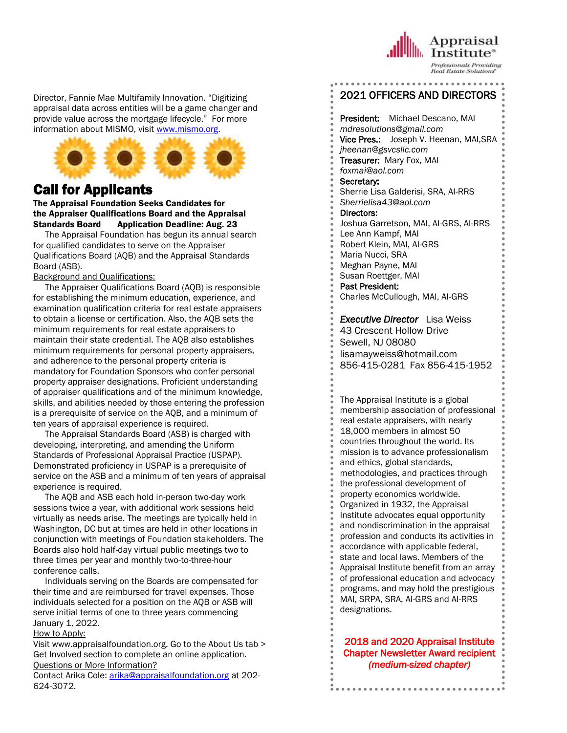Director, Fannie Mae Multifamily Innovation. "Digitizing appraisal data across entities will be a game changer and provide value across the mortgage lifecycle." For more information about MISMO, visit www.mismo.org.

## Call for Applicants

**The Appraisal Foundation Seeks Candidates for the Appraiser Qualifications Board and the Appraisal Standards Board Application Deadline: Aug. 23**

The Appraisal Foundation has begun its annual search for qualified candidates to serve on the Appraiser Qualifications Board (AQB) and the Appraisal Standards Board (ASB).

Background and Qualifications:

The Appraiser Qualifications Board (AQB) is responsible for establishing the minimum education, experience, and examination qualification criteria for real estate appraisers to obtain a license or certification. Also, the AQB sets the minimum requirements for real estate appraisers to maintain their state credential. The AQB also establishes minimum requirements for personal property appraisers, and adherence to the personal property criteria is mandatory for Foundation Sponsors who confer personal property appraiser designations. Proficient understanding of appraiser qualifications and of the minimum knowledge, skills, and abilities needed by those entering the profession is a prerequisite of service on the AQB, and a minimum of ten years of appraisal experience is required.

The Appraisal Standards Board (ASB) is charged with developing, interpreting, and amending the Uniform Standards of Professional Appraisal Practice (USPAP). Demonstrated proficiency in USPAP is a prerequisite of service on the ASB and a minimum of ten years of appraisal experience is required.

The AQB and ASB each hold in-person two-day work sessions twice a year, with additional work sessions held virtually as needs arise. The meetings are typically held in Washington, DC but at times are held in other locations in conjunction with meetings of Foundation stakeholders. The Boards also hold half-day virtual public meetings two to three times per year and monthly two-to-three-hour conference calls.

Individuals serving on the Boards are compensated for their time and are reimbursed for travel expenses. Those individuals selected for a position on the AQB or ASB will serve initial terms of one to three years commencing January 1, 2022.

How to Apply:

Visit www.appraisalfoundation.org. Go to the About Us tab > Get Involved section to complete an online application.

Questions or More Information?

Contact Arika Cole: arika@appraisalfoundation.org at 202-624-3072.

Appraisal Institute
*Professionals Providing Real Estate Solutions*

## 2021 OFFICERS AND DIRECTORS

**President:** Michael Descano, MAI
*mdresolutions@gmail.com*
**Vice Pres.:** Joseph V. Heenan, MAI,SRA
*jheenan@gsvcsllc.com*
**Treasurer:** Mary Fox, MAI
*foxmai@aol.com*
**Secretary:**
Sherrie Lisa Galderisi, SRA, AI-RRS
*Sherrielisa43@aol.com*
**Directors:**
Joshua Garretson, MAI, AI-GRS, AI-RRS
Lee Ann Kampf, MAI
Robert Klein, MAI, AI-GRS
Maria Nucci, SRA
Meghan Payne, MAI
Susan Roettger, MAI
**Past President:**
Charles McCullough, MAI, AI-GRS

***Executive Director*** Lisa Weiss
43 Crescent Hollow Drive
Sewell, NJ 08080
lisamayweiss@hotmail.com
856-415-0281 Fax 856-415-1952

The Appraisal Institute is a global membership association of professional real estate appraisers, with nearly 18,000 members in almost 50 countries throughout the world. Its mission is to advance professionalism and ethics, global standards, methodologies, and practices through the professional development of property economics worldwide. Organized in 1932, the Appraisal Institute advocates equal opportunity and nondiscrimination in the appraisal profession and conducts its activities in accordance with applicable federal, state and local laws. Members of the Appraisal Institute benefit from an array of professional education and advocacy programs, and may hold the prestigious MAI, SRPA, SRA, AI-GRS and AI-RRS designations.

2018 and 2020 Appraisal Institute Chapter Newsletter Award recipient
*(medium-sized chapter)*